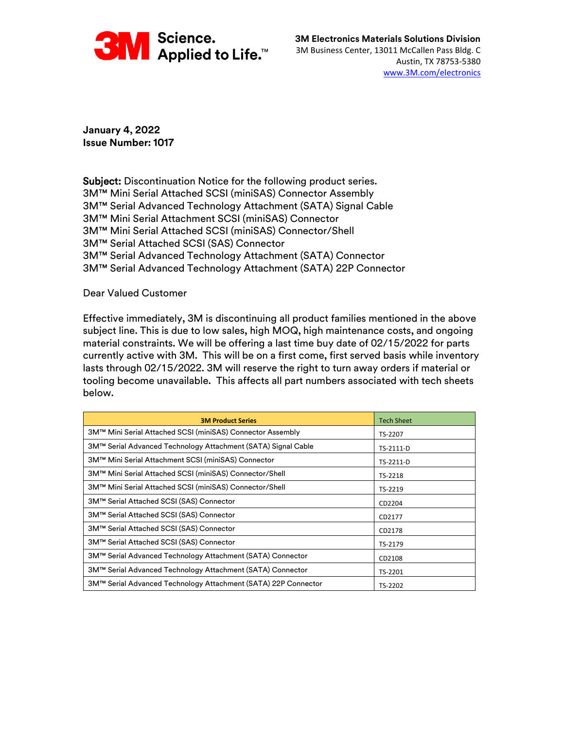**3M Electronics Materials Solutions Division**
3M Business Center, 13011 McCallen Pass Bldg. C
Austin, TX 78753-5380
www.3M.com/electronics

**January 4, 2022**
**Issue Number: 1017**

**Subject:** Discontinuation Notice for the following product series.
3M™ Mini Serial Attached SCSI (miniSAS) Connector Assembly
3M™ Serial Advanced Technology Attachment (SATA) Signal Cable
3M™ Mini Serial Attachment SCSI (miniSAS) Connector
3M™ Mini Serial Attached SCSI (miniSAS) Connector/Shell
3M™ Serial Attached SCSI (SAS) Connector
3M™ Serial Advanced Technology Attachment (SATA) Connector
3M™ Serial Advanced Technology Attachment (SATA) 22P Connector

Dear Valued Customer

Effective immediately, 3M is discontinuing all product families mentioned in the above subject line. This is due to low sales, high MOQ, high maintenance costs, and ongoing material constraints. We will be offering a last time buy date of 02/15/2022 for parts currently active with 3M. This will be on a first come, first served basis while inventory lasts through 02/15/2022. 3M will reserve the right to turn away orders if material or tooling become unavailable. This affects all part numbers associated with tech sheets below.

| 3M Product Series | Tech Sheet |
|---|---|
| 3M™ Mini Serial Attached SCSI (miniSAS) Connector Assembly | TS-2207 |
| 3M™ Serial Advanced Technology Attachment (SATA) Signal Cable | TS-2111-D |
| 3M™ Mini Serial Attachment SCSI (miniSAS) Connector | TS-2211-D |
| 3M™ Mini Serial Attached SCSI (miniSAS) Connector/Shell | TS-2218 |
| 3M™ Mini Serial Attached SCSI (miniSAS) Connector/Shell | TS-2219 |
| 3M™ Serial Attached SCSI (SAS) Connector | CD2204 |
| 3M™ Serial Attached SCSI (SAS) Connector | CD2177 |
| 3M™ Serial Attached SCSI (SAS) Connector | CD2178 |
| 3M™ Serial Attached SCSI (SAS) Connector | TS-2179 |
| 3M™ Serial Advanced Technology Attachment (SATA) Connector | CD2108 |
| 3M™ Serial Advanced Technology Attachment (SATA) Connector | TS-2201 |
| 3M™ Serial Advanced Technology Attachment (SATA) 22P Connector | TS-2202 |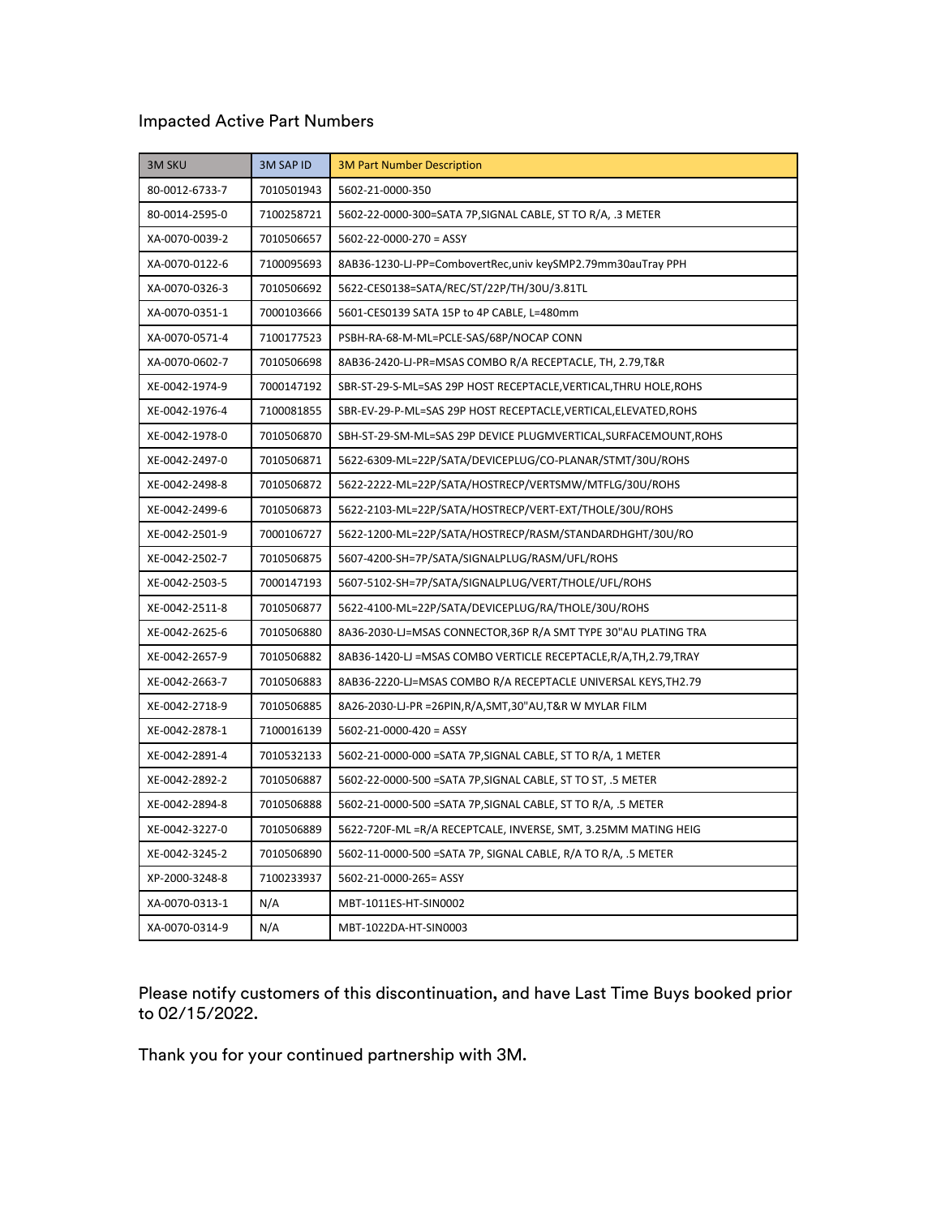## Impacted Active Part Numbers

| 3M SKU | 3M SAP ID | 3M Part Number Description |
|---|---|---|
| 80-0012-6733-7 | 7010501943 | 5602-21-0000-350 |
| 80-0014-2595-0 | 7100258721 | 5602-22-0000-300=SATA 7P,SIGNAL CABLE, ST TO R/A, .3 METER |
| XA-0070-0039-2 | 7010506657 | 5602-22-0000-270 = ASSY |
| XA-0070-0122-6 | 7100095693 | 8AB36-1230-LJ-PP=CombovertRec,univ keySMP2.79mm30auTray PPH |
| XA-0070-0326-3 | 7010506692 | 5622-CES0138=SATA/REC/ST/22P/TH/30U/3.81TL |
| XA-0070-0351-1 | 7000103666 | 5601-CES0139 SATA 15P to 4P CABLE, L=480mm |
| XA-0070-0571-4 | 7100177523 | PSBH-RA-68-M-ML=PCLE-SAS/68P/NOCAP CONN |
| XA-0070-0602-7 | 7010506698 | 8AB36-2420-LJ-PR=MSAS COMBO R/A RECEPTACLE, TH, 2.79,T&R |
| XE-0042-1974-9 | 7000147192 | SBR-ST-29-S-ML=SAS 29P HOST RECEPTACLE,VERTICAL,THRU HOLE,ROHS |
| XE-0042-1976-4 | 7100081855 | SBR-EV-29-P-ML=SAS 29P HOST RECEPTACLE,VERTICAL,ELEVATED,ROHS |
| XE-0042-1978-0 | 7010506870 | SBH-ST-29-SM-ML=SAS 29P DEVICE PLUGMVERTICAL,SURFACEMOUNT,ROHS |
| XE-0042-2497-0 | 7010506871 | 5622-6309-ML=22P/SATA/DEVICEPLUG/CO-PLANAR/STMT/30U/ROHS |
| XE-0042-2498-8 | 7010506872 | 5622-2222-ML=22P/SATA/HOSTRECP/VERTSMW/MTFLG/30U/ROHS |
| XE-0042-2499-6 | 7010506873 | 5622-2103-ML=22P/SATA/HOSTRECP/VERT-EXT/THOLE/30U/ROHS |
| XE-0042-2501-9 | 7000106727 | 5622-1200-ML=22P/SATA/HOSTRECP/RASM/STANDARDHGHT/30U/RO |
| XE-0042-2502-7 | 7010506875 | 5607-4200-SH=7P/SATA/SIGNALPLUG/RASM/UFL/ROHS |
| XE-0042-2503-5 | 7000147193 | 5607-5102-SH=7P/SATA/SIGNALPLUG/VERT/THOLE/UFL/ROHS |
| XE-0042-2511-8 | 7010506877 | 5622-4100-ML=22P/SATA/DEVICEPLUG/RA/THOLE/30U/ROHS |
| XE-0042-2625-6 | 7010506880 | 8A36-2030-LJ=MSAS CONNECTOR,36P R/A SMT TYPE 30"AU PLATING TRA |
| XE-0042-2657-9 | 7010506882 | 8AB36-1420-LJ =MSAS COMBO VERTICLE RECEPTACLE,R/A,TH,2.79,TRAY |
| XE-0042-2663-7 | 7010506883 | 8AB36-2220-LJ=MSAS COMBO R/A RECEPTACLE UNIVERSAL KEYS,TH2.79 |
| XE-0042-2718-9 | 7010506885 | 8A26-2030-LJ-PR =26PIN,R/A,SMT,30"AU,T&R W MYLAR FILM |
| XE-0042-2878-1 | 7100016139 | 5602-21-0000-420 = ASSY |
| XE-0042-2891-4 | 7010532133 | 5602-21-0000-000 =SATA 7P,SIGNAL CABLE, ST TO R/A, 1 METER |
| XE-0042-2892-2 | 7010506887 | 5602-22-0000-500 =SATA 7P,SIGNAL CABLE, ST TO ST, .5 METER |
| XE-0042-2894-8 | 7010506888 | 5602-21-0000-500 =SATA 7P,SIGNAL CABLE, ST TO R/A, .5 METER |
| XE-0042-3227-0 | 7010506889 | 5622-720F-ML =R/A RECEPTCALE, INVERSE, SMT, 3.25MM MATING HEIG |
| XE-0042-3245-2 | 7010506890 | 5602-11-0000-500 =SATA 7P, SIGNAL CABLE, R/A TO R/A, .5 METER |
| XP-2000-3248-8 | 7100233937 | 5602-21-0000-265= ASSY |
| XA-0070-0313-1 | N/A | MBT-1011ES-HT-SIN0002 |
| XA-0070-0314-9 | N/A | MBT-1022DA-HT-SIN0003 |

Please notify customers of this discontinuation, and have Last Time Buys booked prior to 02/15/2022.

Thank you for your continued partnership with 3M.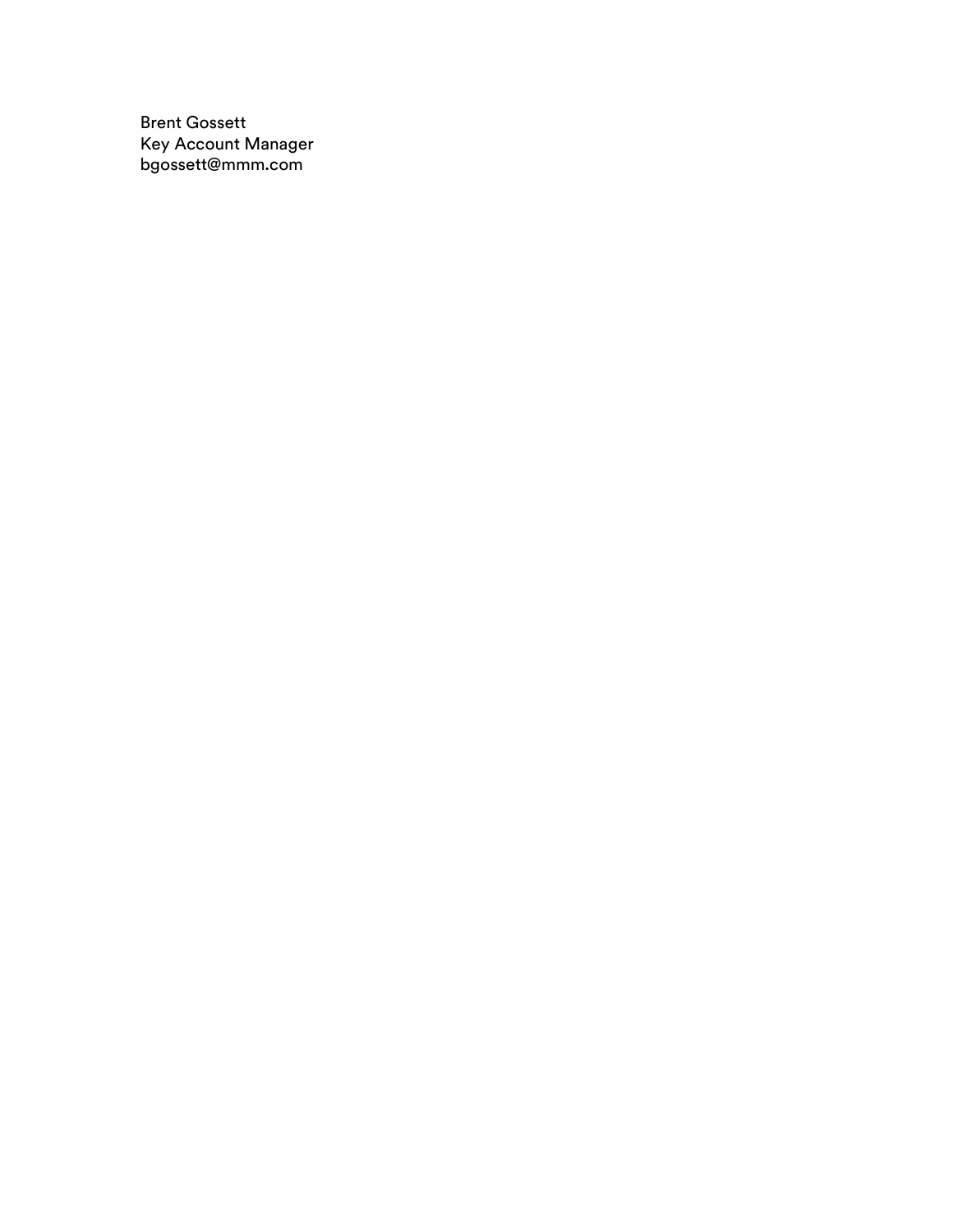Brent Gossett
Key Account Manager
bgossett@mmm.com